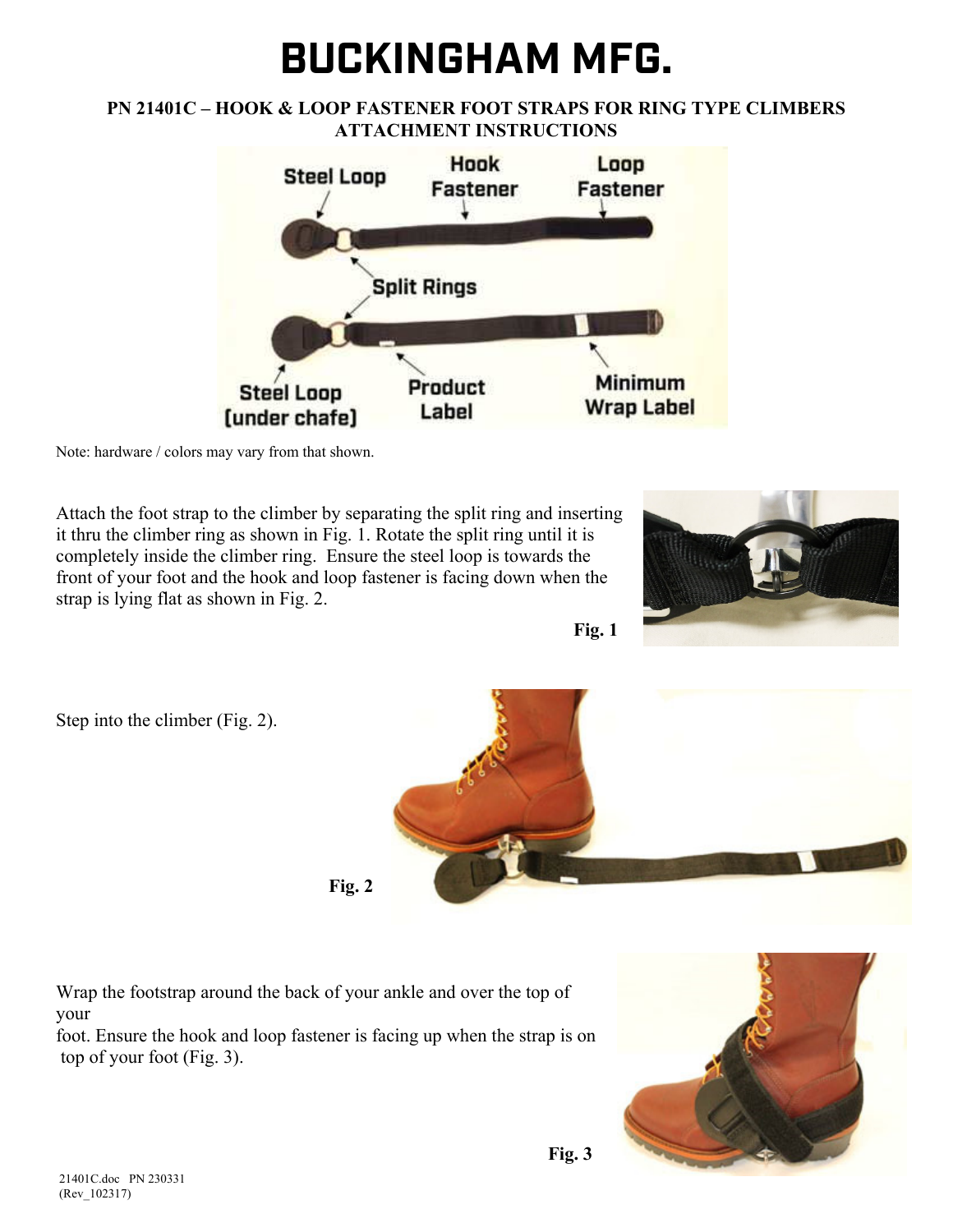# BUCKINGHAM MFG.

**PN 21401C – HOOK & LOOP FASTENER FOOT STRAPS FOR RING TYPE CLIMBERS ATTACHMENT INSTRUCTIONS**

Steel Loop

Hook Fastener

Loop Fastener

Split Rings

Steel Loop (under chafe)

Product Label

Minimum Wrap Label

Note: hardware / colors may vary from that shown.

Attach the foot strap to the climber by separating the split ring and inserting it thru the climber ring as shown in Fig. 1. Rotate the split ring until it is completely inside the climber ring. Ensure the steel loop is towards the front of your foot and the hook and loop fastener is facing down when the strap is lying flat as shown in Fig. 2.

**Fig. 1**

Step into the climber (Fig. 2).

**Fig. 2**

Wrap the footstrap around the back of your ankle and over the top of your foot. Ensure the hook and loop fastener is facing up when the strap is on top of your foot (Fig. 3).

**Fig. 3**

21401C.doc PN 230331
(Rev_102317)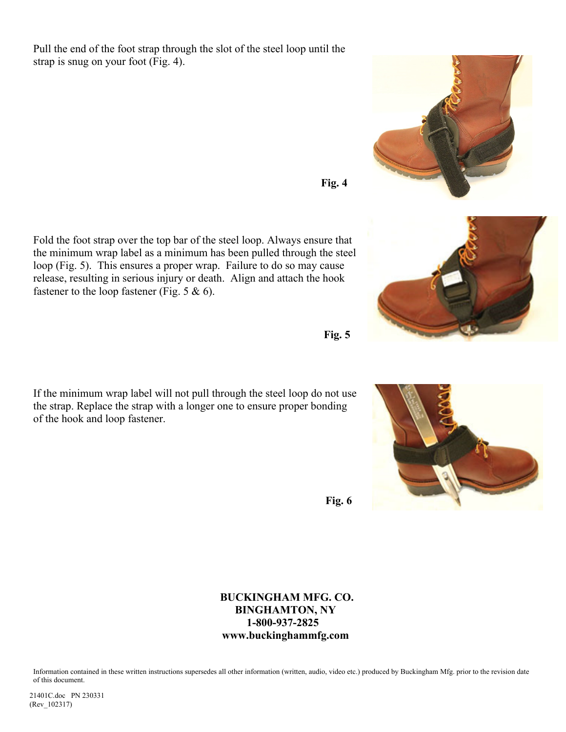Pull the end of the foot strap through the slot of the steel loop until the strap is snug on your foot (Fig. 4).

**Fig. 4**

Fold the foot strap over the top bar of the steel loop. Always ensure that the minimum wrap label as a minimum has been pulled through the steel loop (Fig. 5). This ensures a proper wrap. Failure to do so may cause release, resulting in serious injury or death. Align and attach the hook fastener to the loop fastener (Fig. 5 & 6).

**Fig. 5**

If the minimum wrap label will not pull through the steel loop do not use the strap. Replace the strap with a longer one to ensure proper bonding of the hook and loop fastener.

**Fig. 6**

**BUCKINGHAM MFG. CO.**
**BINGHAMTON, NY**
**1-800-937-2825**
**www.buckinghammfg.com**

Information contained in these written instructions supersedes all other information (written, audio, video etc.) produced by Buckingham Mfg. prior to the revision date of this document.

21401C.doc PN 230331
(Rev_102317)